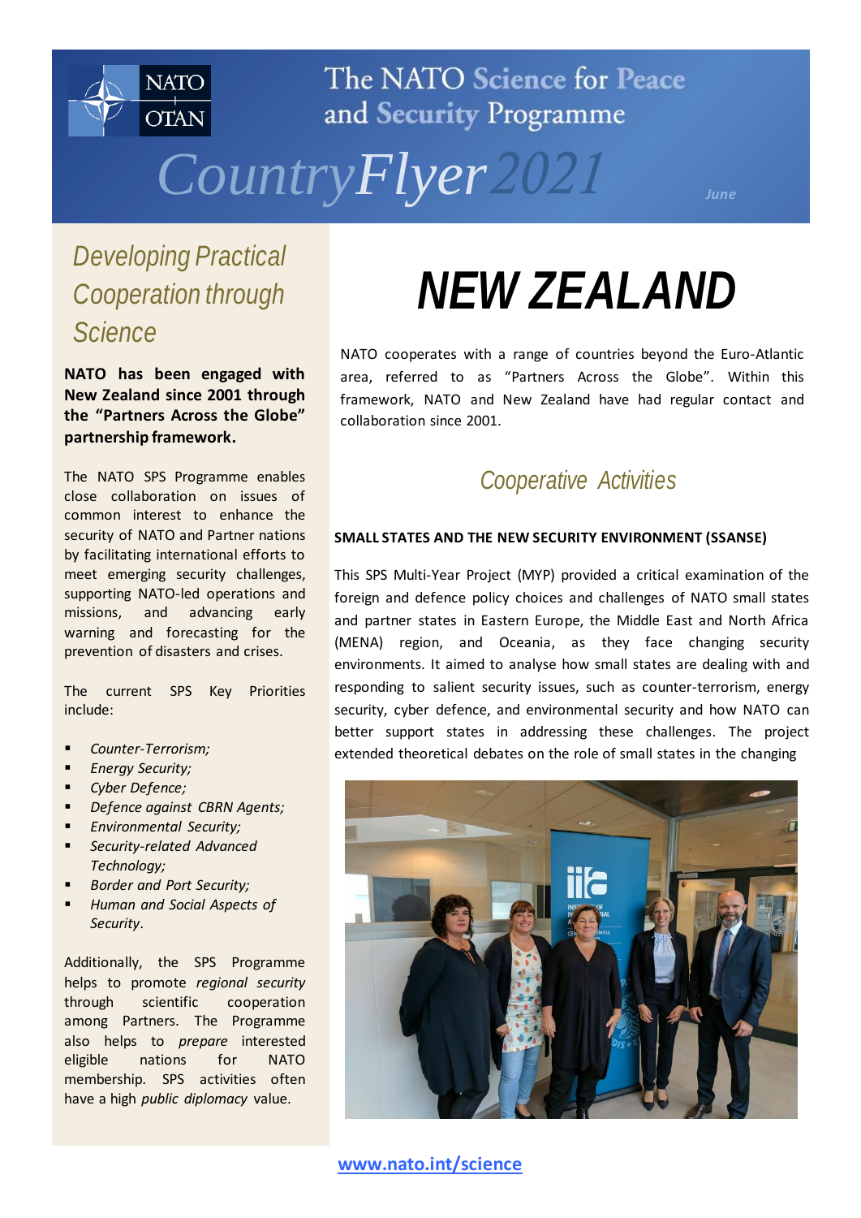# The NATO Science for Peace and Security Programme

## CountryFlyer 2021

June

## Developing Practical Cooperation through Science

**NATO has been engaged with New Zealand since 2001 through the "Partners Across the Globe" partnership framework.**

The NATO SPS Programme enables close collaboration on issues of common interest to enhance the security of NATO and Partner nations by facilitating international efforts to meet emerging security challenges, supporting NATO-led operations and missions, and advancing early warning and forecasting for the prevention of disasters and crises.

The current SPS Key Priorities include:

- *Counter-Terrorism;*
- *Energy Security;*
- *Cyber Defence;*
- *Defence against CBRN Agents;*
- *Environmental Security;*
- *Security-related Advanced Technology;*
- *Border and Port Security;*
- *Human and Social Aspects of Security.*

Additionally, the SPS Programme helps to promote *regional security* through scientific cooperation among Partners. The Programme also helps to *prepare* interested eligible nations for NATO membership. SPS activities often have a high *public diplomacy* value.

# NEW ZEALAND

NATO cooperates with a range of countries beyond the Euro-Atlantic area, referred to as "Partners Across the Globe". Within this framework, NATO and New Zealand have had regular contact and collaboration since 2001.

## Cooperative Activities

**SMALL STATES AND THE NEW SECURITY ENVIRONMENT (SSANSE)**

This SPS Multi-Year Project (MYP) provided a critical examination of the foreign and defence policy choices and challenges of NATO small states and partner states in Eastern Europe, the Middle East and North Africa (MENA) region, and Oceania, as they face changing security environments. It aimed to analyse how small states are dealing with and responding to salient security issues, such as counter-terrorism, energy security, cyber defence, and environmental security and how NATO can better support states in addressing these challenges. The project extended theoretical debates on the role of small states in the changing

www.nato.int/science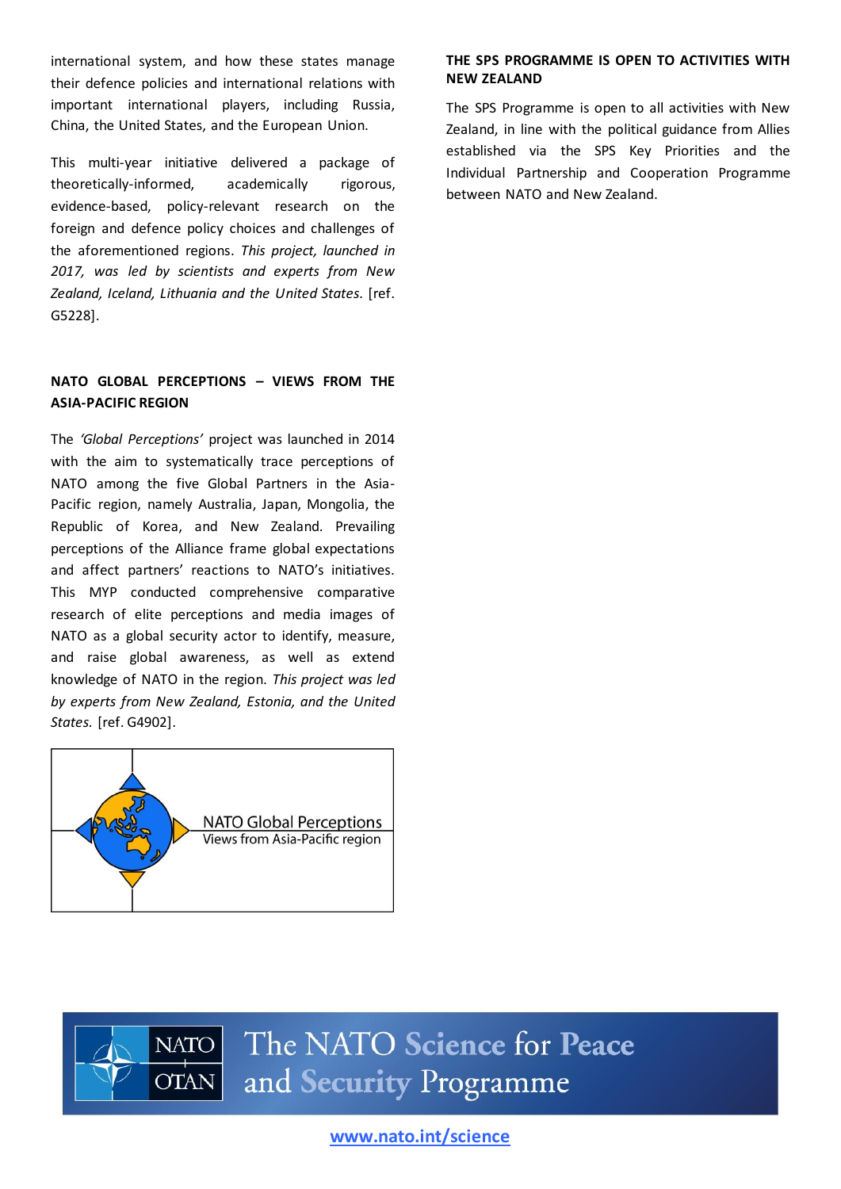international system, and how these states manage their defence policies and international relations with important international players, including Russia, China, the United States, and the European Union.

This multi-year initiative delivered a package of theoretically-informed, academically rigorous, evidence-based, policy-relevant research on the foreign and defence policy choices and challenges of the aforementioned regions. *This project, launched in 2017, was led by scientists and experts from New Zealand, Iceland, Lithuania and the United States.* [ref. G5228].

## NATO GLOBAL PERCEPTIONS – VIEWS FROM THE ASIA-PACIFIC REGION

The *'Global Perceptions'* project was launched in 2014 with the aim to systematically trace perceptions of NATO among the five Global Partners in the Asia-Pacific region, namely Australia, Japan, Mongolia, the Republic of Korea, and New Zealand. Prevailing perceptions of the Alliance frame global expectations and affect partners' reactions to NATO's initiatives. This MYP conducted comprehensive comparative research of elite perceptions and media images of NATO as a global security actor to identify, measure, and raise global awareness, as well as extend knowledge of NATO in the region. *This project was led by experts from New Zealand, Estonia, and the United States.* [ref. G4902].

NATO Global Perceptions
Views from Asia-Pacific region

## THE SPS PROGRAMME IS OPEN TO ACTIVITIES WITH NEW ZEALAND

The SPS Programme is open to all activities with New Zealand, in line with the political guidance from Allies established via the SPS Key Priorities and the Individual Partnership and Cooperation Programme between NATO and New Zealand.

NATO OTAN The NATO Science for Peace and Security Programme

www.nato.int/science